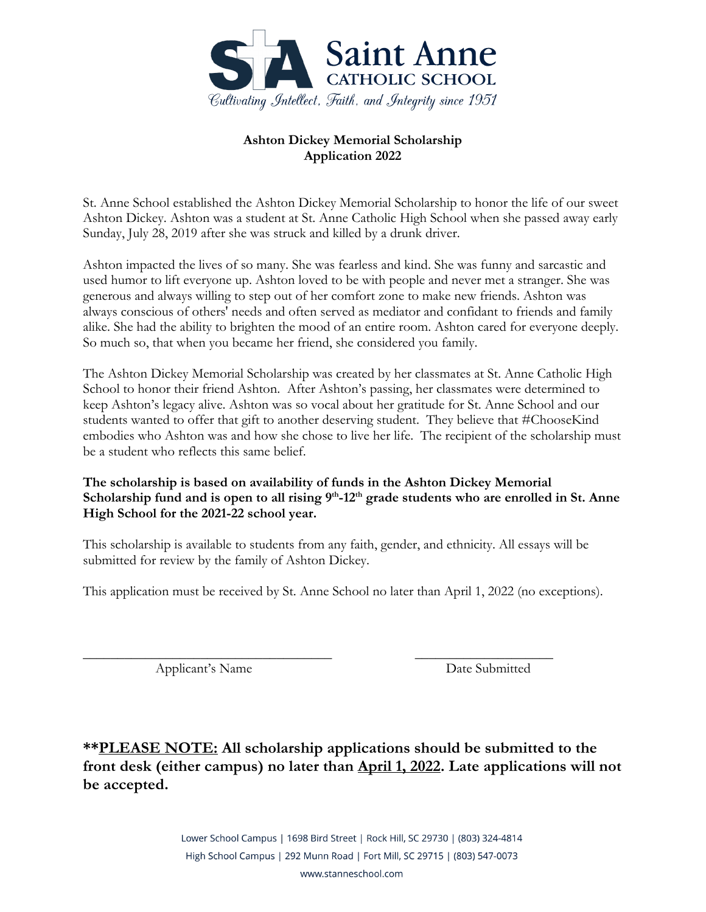Saint Anne
CATHOLIC SCHOOL

*Cultivating Intellect, Faith, and Integrity since 1951*

**Ashton Dickey Memorial Scholarship**
**Application 2022**

St. Anne School established the Ashton Dickey Memorial Scholarship to honor the life of our sweet Ashton Dickey. Ashton was a student at St. Anne Catholic High School when she passed away early Sunday, July 28, 2019 after she was struck and killed by a drunk driver.

Ashton impacted the lives of so many. She was fearless and kind. She was funny and sarcastic and used humor to lift everyone up. Ashton loved to be with people and never met a stranger. She was generous and always willing to step out of her comfort zone to make new friends. Ashton was always conscious of others' needs and often served as mediator and confidant to friends and family alike. She had the ability to brighten the mood of an entire room. Ashton cared for everyone deeply. So much so, that when you became her friend, she considered you family.

The Ashton Dickey Memorial Scholarship was created by her classmates at St. Anne Catholic High School to honor their friend Ashton. After Ashton's passing, her classmates were determined to keep Ashton's legacy alive. Ashton was so vocal about her gratitude for St. Anne School and our students wanted to offer that gift to another deserving student. They believe that #ChooseKind embodies who Ashton was and how she chose to live her life. The recipient of the scholarship must be a student who reflects this same belief.

**The scholarship is based on availability of funds in the Ashton Dickey Memorial Scholarship fund and is open to all rising 9th-12th grade students who are enrolled in St. Anne High School for the 2021-22 school year.**

This scholarship is available to students from any faith, gender, and ethnicity. All essays will be submitted for review by the family of Ashton Dickey.

This application must be received by St. Anne School no later than April 1, 2022 (no exceptions).

\_\_\_\_\_\_\_\_\_\_\_\_\_\_\_\_\_\_\_\_\_\_\_\_\_\_\_\_\_\_\_\_\_\_\_\_ &nbsp;&nbsp;&nbsp;&nbsp; \_\_\_\_\_\_\_\_\_\_\_\_\_\_\_\_\_\_\_\_

Applicant's Name &nbsp;&nbsp;&nbsp;&nbsp;&nbsp;&nbsp;&nbsp;&nbsp;&nbsp;&nbsp;&nbsp;&nbsp;&nbsp;&nbsp;&nbsp;&nbsp;&nbsp;&nbsp;&nbsp;&nbsp; Date Submitted

**\*\*<u>PLEASE NOTE:</u> All scholarship applications should be submitted to the front desk (either campus) no later than <u>April 1, 2022</u>. Late applications will not be accepted.**

Lower School Campus | 1698 Bird Street | Rock Hill, SC 29730 | (803) 324-4814
High School Campus | 292 Munn Road | Fort Mill, SC 29715 | (803) 547-0073
www.stanneschool.com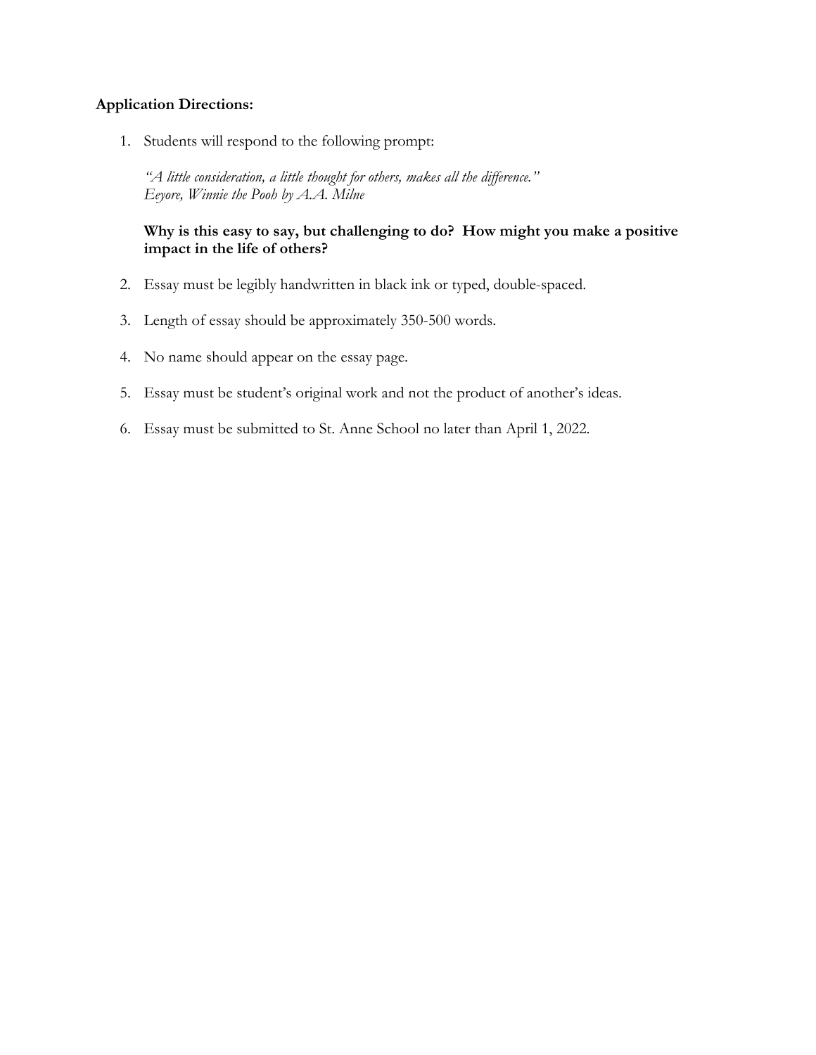**Application Directions:**

1. Students will respond to the following prompt:

   *"A little consideration, a little thought for others, makes all the difference."*
   *Eeyore, Winnie the Pooh by A.A. Milne*

   **Why is this easy to say, but challenging to do? How might you make a positive impact in the life of others?**

2. Essay must be legibly handwritten in black ink or typed, double-spaced.

3. Length of essay should be approximately 350-500 words.

4. No name should appear on the essay page.

5. Essay must be student's original work and not the product of another's ideas.

6. Essay must be submitted to St. Anne School no later than April 1, 2022.